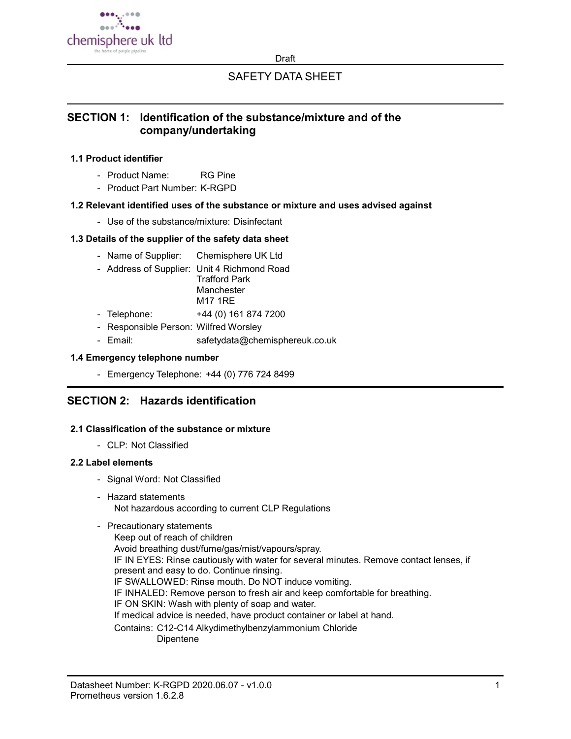Draft

# SAFETY DATA SHEET

## SECTION 1: Identification of the substance/mixture and of the company/undertaking

### 1.1 Product identifier

- Product Name: RG Pine
- Product Part Number: K-RGPD

### 1.2 Relevant identified uses of the substance or mixture and uses advised against

- Use of the substance/mixture: Disinfectant

### 1.3 Details of the supplier of the safety data sheet

- Name of Supplier: Chemisphere UK Ltd
- Address of Supplier: Unit 4 Richmond Road
  Trafford Park
  Manchester
  M17 1RE
- Telephone: +44 (0) 161 874 7200
- Responsible Person: Wilfred Worsley
- Email: safetydata@chemisphereuk.co.uk

### 1.4 Emergency telephone number

- Emergency Telephone: +44 (0) 776 724 8499

## SECTION 2: Hazards identification

### 2.1 Classification of the substance or mixture

- CLP: Not Classified

### 2.2 Label elements

- Signal Word: Not Classified
- Hazard statements
  Not hazardous according to current CLP Regulations
- Precautionary statements
  Keep out of reach of children
  Avoid breathing dust/fume/gas/mist/vapours/spray.
  IF IN EYES: Rinse cautiously with water for several minutes. Remove contact lenses, if present and easy to do. Continue rinsing.
  IF SWALLOWED: Rinse mouth. Do NOT induce vomiting.
  IF INHALED: Remove person to fresh air and keep comfortable for breathing.
  IF ON SKIN: Wash with plenty of soap and water.
  If medical advice is needed, have product container or label at hand.
  Contains: C12-C14 Alkydimethylbenzylammonium Chloride
  Dipentene

Datasheet Number: K-RGPD 2020.06.07 - v1.0.0
Prometheus version 1.6.2.8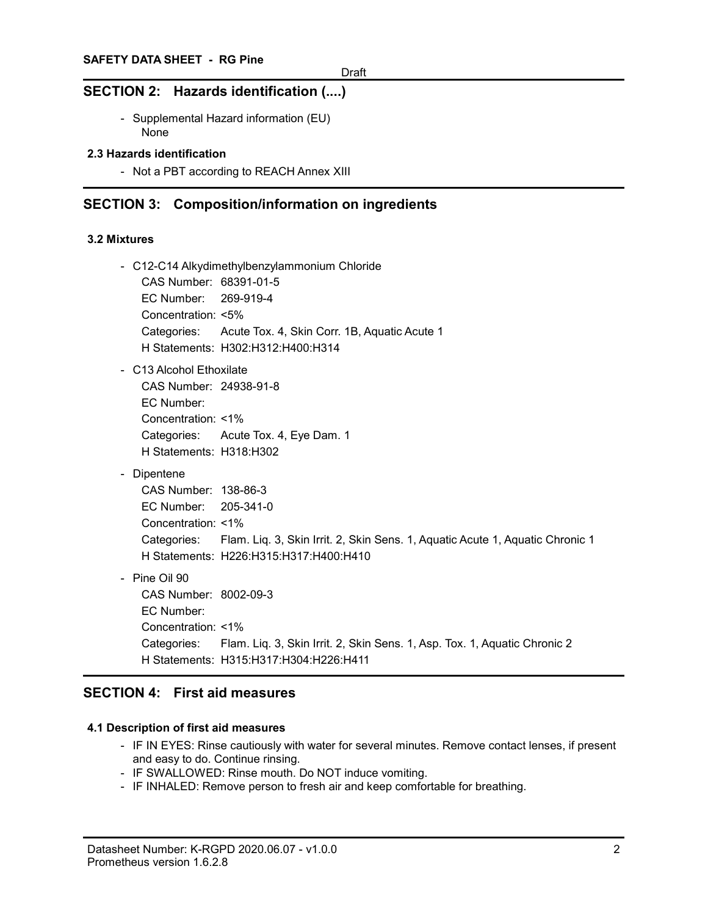## SECTION 2: Hazards identification (....)

- Supplemental Hazard information (EU)
  None

### 2.3 Hazards identification

- Not a PBT according to REACH Annex XIII

## SECTION 3: Composition/information on ingredients

### 3.2 Mixtures

- C12-C14 Alkydimethylbenzylammonium Chloride
  CAS Number: 68391-01-5
  EC Number: 269-919-4
  Concentration: <5%
  Categories: Acute Tox. 4, Skin Corr. 1B, Aquatic Acute 1
  H Statements: H302:H312:H400:H314
- C13 Alcohol Ethoxilate
  CAS Number: 24938-91-8
  EC Number:
  Concentration: <1%
  Categories: Acute Tox. 4, Eye Dam. 1
  H Statements: H318:H302
- Dipentene
  CAS Number: 138-86-3
  EC Number: 205-341-0
  Concentration: <1%
  Categories: Flam. Liq. 3, Skin Irrit. 2, Skin Sens. 1, Aquatic Acute 1, Aquatic Chronic 1
  H Statements: H226:H315:H317:H400:H410
- Pine Oil 90
  CAS Number: 8002-09-3
  EC Number:
  Concentration: <1%
  Categories: Flam. Liq. 3, Skin Irrit. 2, Skin Sens. 1, Asp. Tox. 1, Aquatic Chronic 2
  H Statements: H315:H317:H304:H226:H411

## SECTION 4: First aid measures

### 4.1 Description of first aid measures

- IF IN EYES: Rinse cautiously with water for several minutes. Remove contact lenses, if present and easy to do. Continue rinsing.
- IF SWALLOWED: Rinse mouth. Do NOT induce vomiting.
- IF INHALED: Remove person to fresh air and keep comfortable for breathing.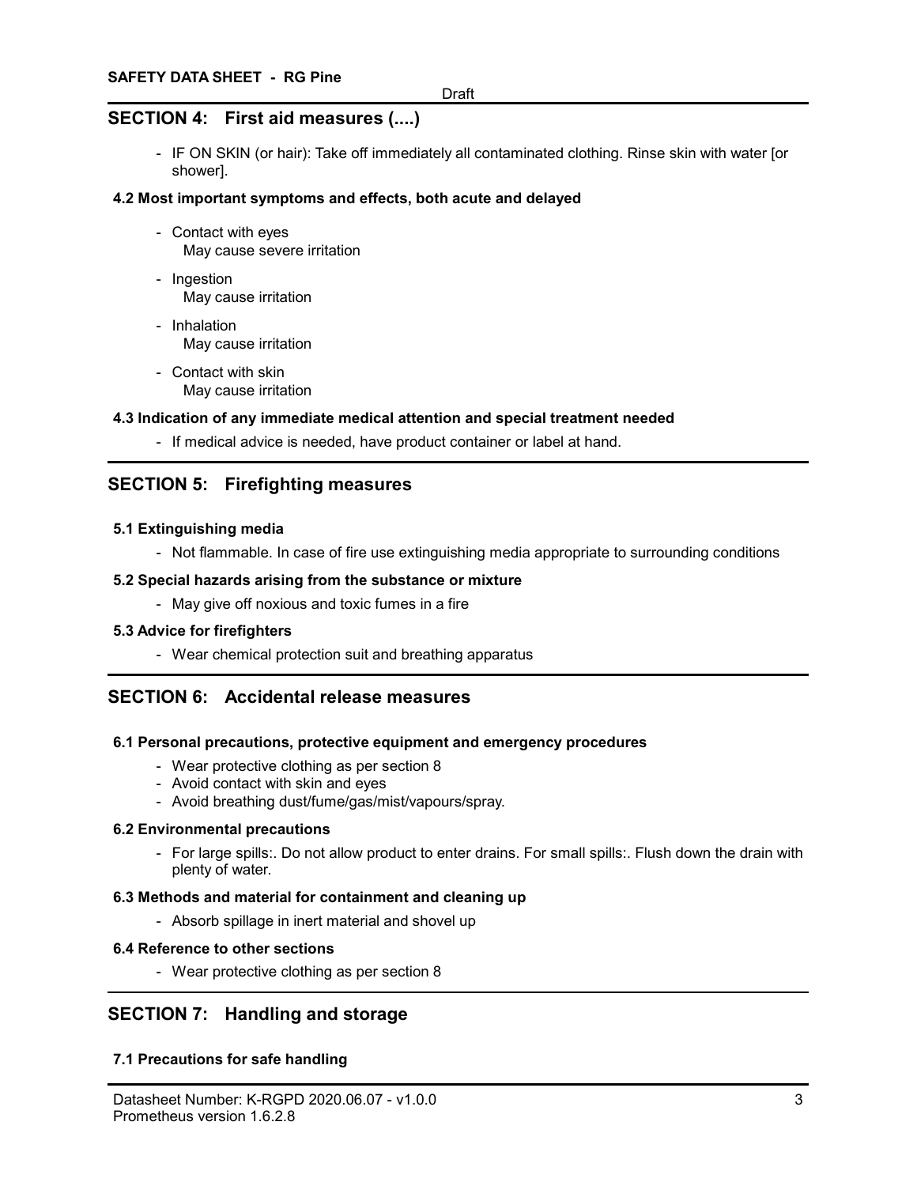## SECTION 4: First aid measures (....)

- IF ON SKIN (or hair): Take off immediately all contaminated clothing. Rinse skin with water [or shower].

### 4.2 Most important symptoms and effects, both acute and delayed

- Contact with eyes
  May cause severe irritation
- Ingestion
  May cause irritation
- Inhalation
  May cause irritation
- Contact with skin
  May cause irritation

### 4.3 Indication of any immediate medical attention and special treatment needed

- If medical advice is needed, have product container or label at hand.

## SECTION 5: Firefighting measures

### 5.1 Extinguishing media

- Not flammable. In case of fire use extinguishing media appropriate to surrounding conditions

### 5.2 Special hazards arising from the substance or mixture

- May give off noxious and toxic fumes in a fire

### 5.3 Advice for firefighters

- Wear chemical protection suit and breathing apparatus

## SECTION 6: Accidental release measures

### 6.1 Personal precautions, protective equipment and emergency procedures

- Wear protective clothing as per section 8
- Avoid contact with skin and eyes
- Avoid breathing dust/fume/gas/mist/vapours/spray.

### 6.2 Environmental precautions

- For large spills:. Do not allow product to enter drains. For small spills:. Flush down the drain with plenty of water.

### 6.3 Methods and material for containment and cleaning up

- Absorb spillage in inert material and shovel up

### 6.4 Reference to other sections

- Wear protective clothing as per section 8

## SECTION 7: Handling and storage

### 7.1 Precautions for safe handling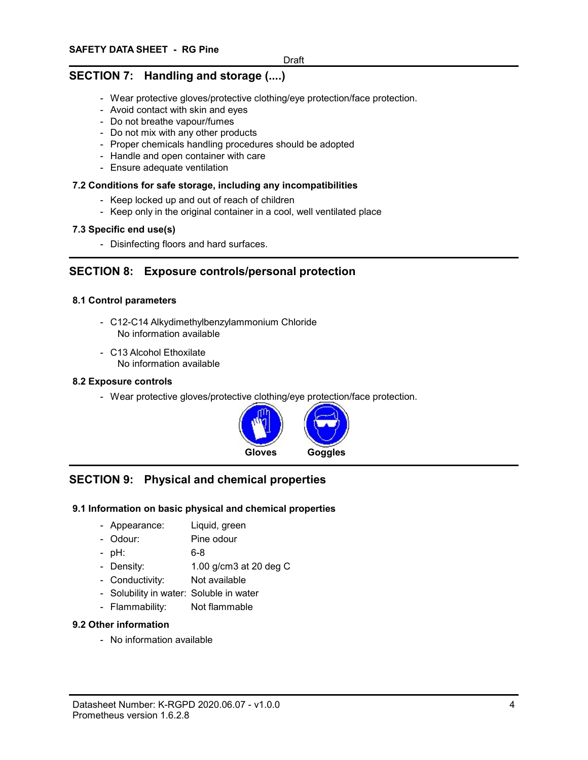Draft

## SECTION 7: Handling and storage (....)

- Wear protective gloves/protective clothing/eye protection/face protection.
- Avoid contact with skin and eyes
- Do not breathe vapour/fumes
- Do not mix with any other products
- Proper chemicals handling procedures should be adopted
- Handle and open container with care
- Ensure adequate ventilation

### 7.2 Conditions for safe storage, including any incompatibilities

- Keep locked up and out of reach of children
- Keep only in the original container in a cool, well ventilated place

### 7.3 Specific end use(s)

- Disinfecting floors and hard surfaces.

## SECTION 8: Exposure controls/personal protection

### 8.1 Control parameters

- C12-C14 Alkydimethylbenzylammonium Chloride
  No information available
- C13 Alcohol Ethoxilate
  No information available

### 8.2 Exposure controls

- Wear protective gloves/protective clothing/eye protection/face protection.

**Gloves** **Goggles**

## SECTION 9: Physical and chemical properties

### 9.1 Information on basic physical and chemical properties

- Appearance: Liquid, green
- Odour: Pine odour
- pH: 6-8
- Density: 1.00 g/cm3 at 20 deg C
- Conductivity: Not available
- Solubility in water: Soluble in water
- Flammability: Not flammable

### 9.2 Other information

- No information available

Datasheet Number: K-RGPD 2020.06.07 - v1.0.0
Prometheus version 1.6.2.8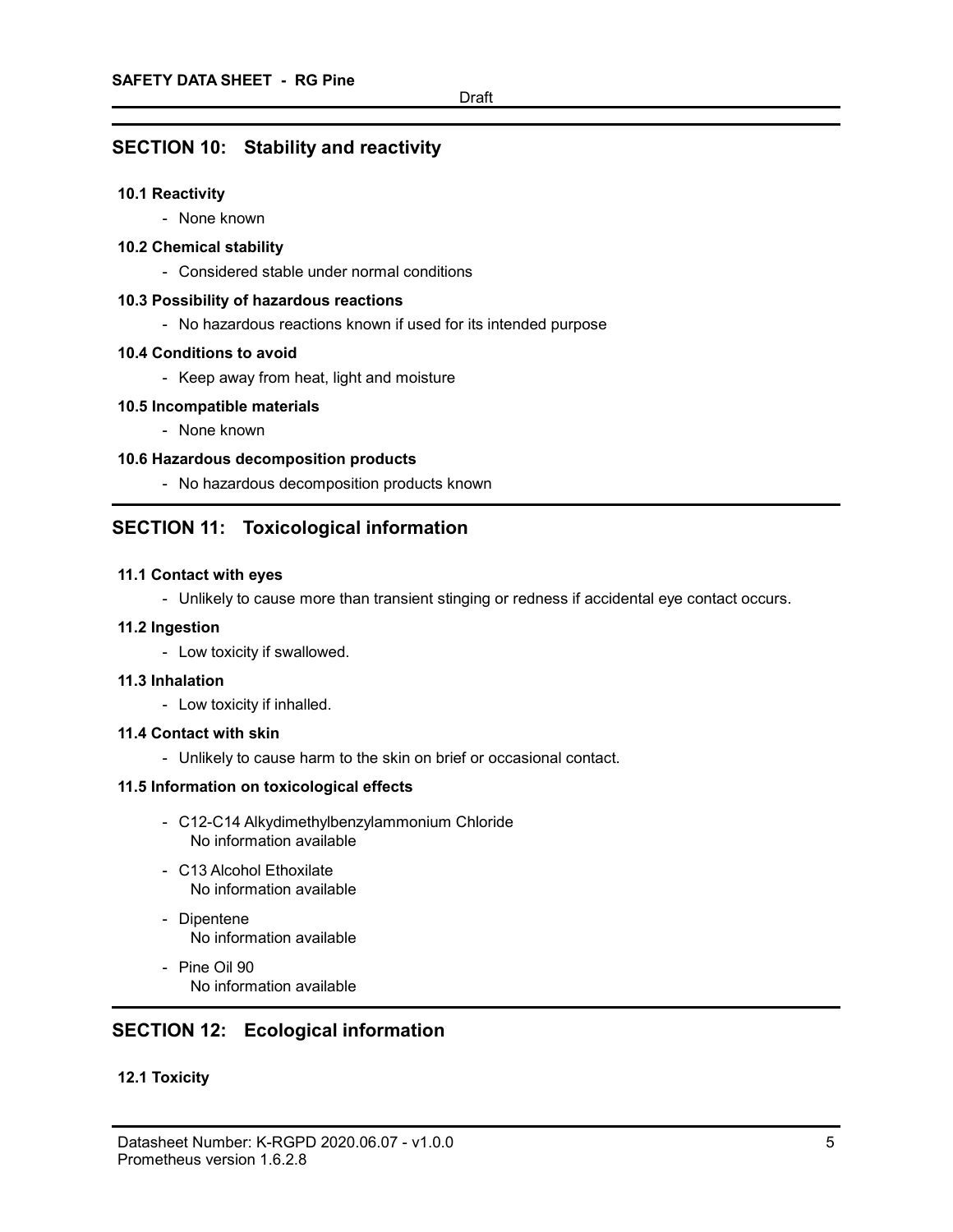## SECTION 10: Stability and reactivity

### 10.1 Reactivity

- None known

### 10.2 Chemical stability

- Considered stable under normal conditions

### 10.3 Possibility of hazardous reactions

- No hazardous reactions known if used for its intended purpose

### 10.4 Conditions to avoid

- Keep away from heat, light and moisture

### 10.5 Incompatible materials

- None known

### 10.6 Hazardous decomposition products

- No hazardous decomposition products known

## SECTION 11: Toxicological information

### 11.1 Contact with eyes

- Unlikely to cause more than transient stinging or redness if accidental eye contact occurs.

### 11.2 Ingestion

- Low toxicity if swallowed.

### 11.3 Inhalation

- Low toxicity if inhalled.

### 11.4 Contact with skin

- Unlikely to cause harm to the skin on brief or occasional contact.

### 11.5 Information on toxicological effects

- C12-C14 Alkydimethylbenzylammonium Chloride
  No information available
- C13 Alcohol Ethoxilate
  No information available
- Dipentene
  No information available
- Pine Oil 90
  No information available

## SECTION 12: Ecological information

### 12.1 Toxicity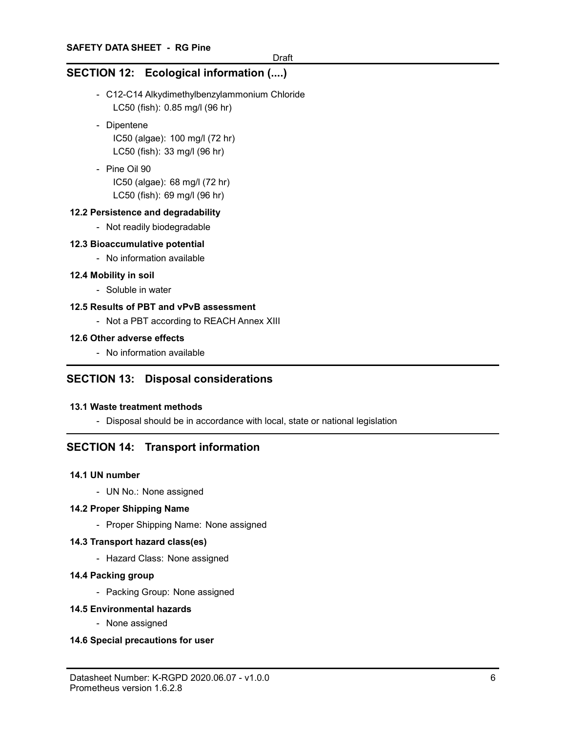## SECTION 12: Ecological information (....)

- C12-C14 Alkydimethylbenzylammonium Chloride
  LC50 (fish): 0.85 mg/l (96 hr)
- Dipentene
  IC50 (algae): 100 mg/l (72 hr)
  LC50 (fish): 33 mg/l (96 hr)
- Pine Oil 90
  IC50 (algae): 68 mg/l (72 hr)
  LC50 (fish): 69 mg/l (96 hr)

### 12.2 Persistence and degradability

- Not readily biodegradable

### 12.3 Bioaccumulative potential

- No information available

### 12.4 Mobility in soil

- Soluble in water

### 12.5 Results of PBT and vPvB assessment

- Not a PBT according to REACH Annex XIII

### 12.6 Other adverse effects

- No information available

## SECTION 13: Disposal considerations

### 13.1 Waste treatment methods

- Disposal should be in accordance with local, state or national legislation

## SECTION 14: Transport information

### 14.1 UN number

- UN No.: None assigned

### 14.2 Proper Shipping Name

- Proper Shipping Name: None assigned

### 14.3 Transport hazard class(es)

- Hazard Class: None assigned

### 14.4 Packing group

- Packing Group: None assigned

### 14.5 Environmental hazards

- None assigned

### 14.6 Special precautions for user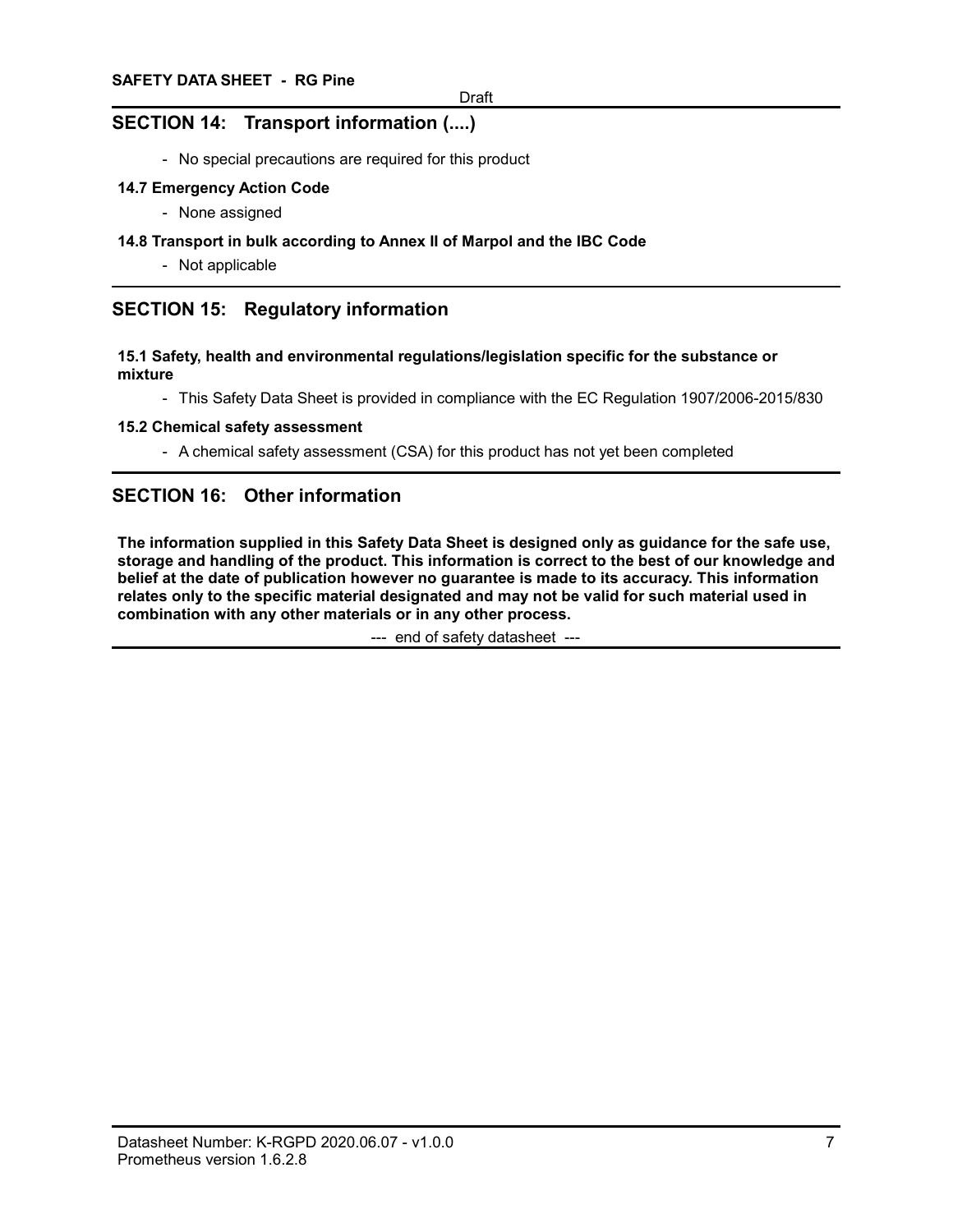## SECTION 14: Transport information (....)

- No special precautions are required for this product

### 14.7 Emergency Action Code

- None assigned

### 14.8 Transport in bulk according to Annex II of Marpol and the IBC Code

- Not applicable

## SECTION 15: Regulatory information

### 15.1 Safety, health and environmental regulations/legislation specific for the substance or mixture

- This Safety Data Sheet is provided in compliance with the EC Regulation 1907/2006-2015/830

### 15.2 Chemical safety assessment

- A chemical safety assessment (CSA) for this product has not yet been completed

## SECTION 16: Other information

**The information supplied in this Safety Data Sheet is designed only as guidance for the safe use, storage and handling of the product. This information is correct to the best of our knowledge and belief at the date of publication however no guarantee is made to its accuracy. This information relates only to the specific material designated and may not be valid for such material used in combination with any other materials or in any other process.**

--- end of safety datasheet ---